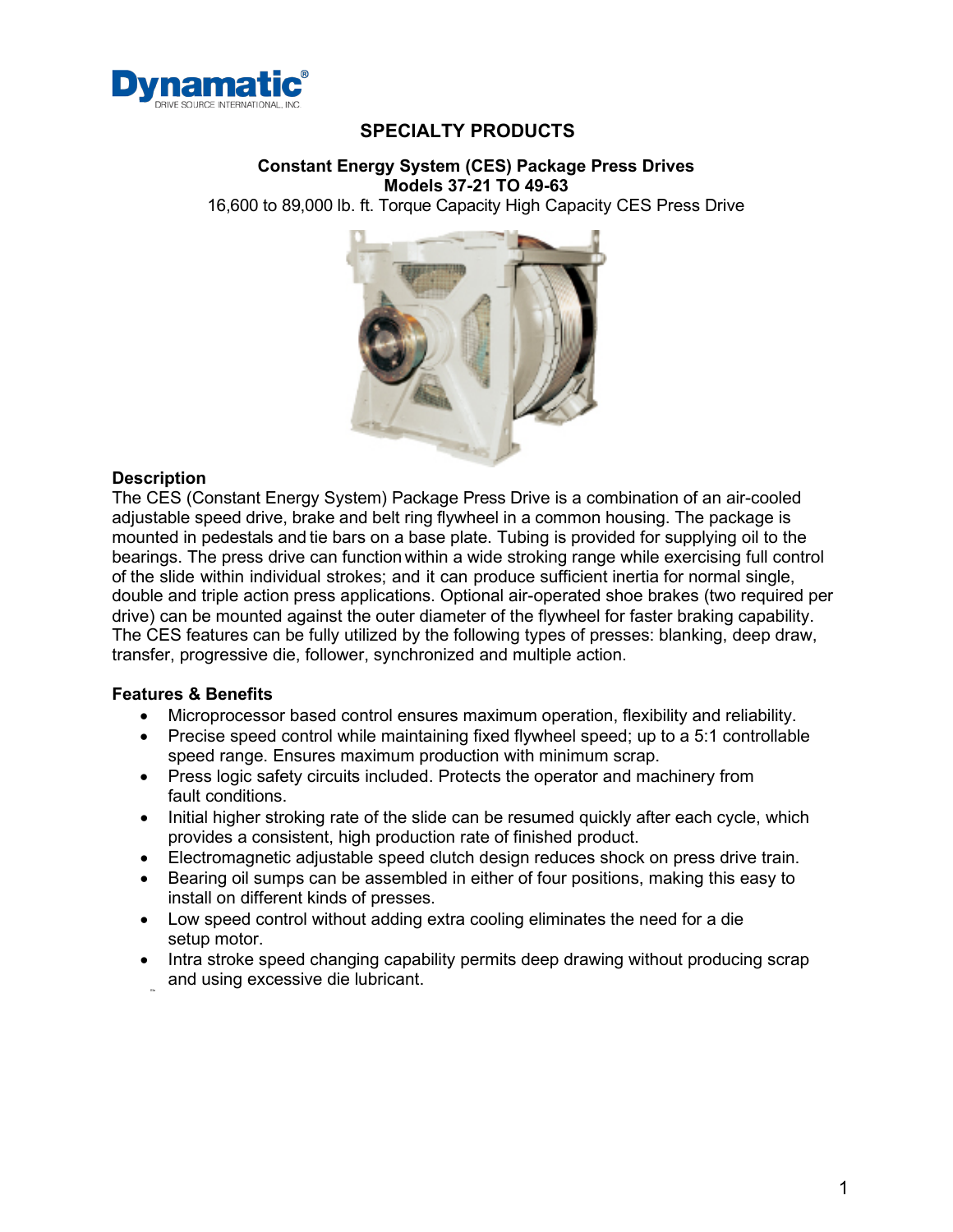Dynamatic®
DRIVE SOURCE INTERNATIONAL, INC.

# SPECIALTY PRODUCTS

## Constant Energy System (CES) Package Press Drives
## Models 37-21 TO 49-63

16,600 to 89,000 lb. ft. Torque Capacity High Capacity CES Press Drive

### Description

The CES (Constant Energy System) Package Press Drive is a combination of an air-cooled adjustable speed drive, brake and belt ring flywheel in a common housing. The package is mounted in pedestals and tie bars on a base plate. Tubing is provided for supplying oil to the bearings. The press drive can function within a wide stroking range while exercising full control of the slide within individual strokes; and it can produce sufficient inertia for normal single, double and triple action press applications. Optional air-operated shoe brakes (two required per drive) can be mounted against the outer diameter of the flywheel for faster braking capability. The CES features can be fully utilized by the following types of presses: blanking, deep draw, transfer, progressive die, follower, synchronized and multiple action.

### Features & Benefits

- Microprocessor based control ensures maximum operation, flexibility and reliability.
- Precise speed control while maintaining fixed flywheel speed; up to a 5:1 controllable speed range. Ensures maximum production with minimum scrap.
- Press logic safety circuits included. Protects the operator and machinery from fault conditions.
- Initial higher stroking rate of the slide can be resumed quickly after each cycle, which provides a consistent, high production rate of finished product.
- Electromagnetic adjustable speed clutch design reduces shock on press drive train.
- Bearing oil sumps can be assembled in either of four positions, making this easy to install on different kinds of presses.
- Low speed control without adding extra cooling eliminates the need for a die setup motor.
- Intra stroke speed changing capability permits deep drawing without producing scrap and using excessive die lubricant.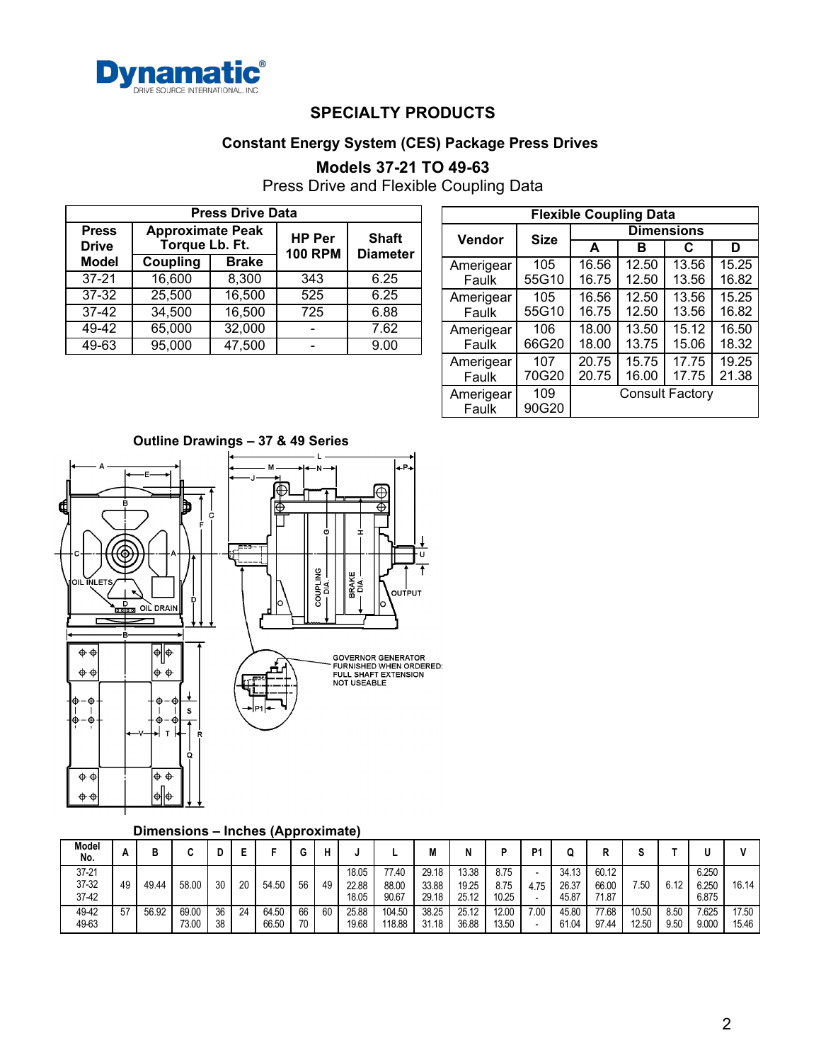Dynamatic®
DRIVE SOURCE INTERNATIONAL, INC.

## SPECIALTY PRODUCTS

### Constant Energy System (CES) Package Press Drives

### Models 37-21 TO 49-63

Press Drive and Flexible Coupling Data

| Press Data | | | | |
|---|---|---|---|---|
| Press Drive Model | Approximate Peak Torque Lb. Ft. | | HP Per 100 RPM | Shaft Diameter |
| | Coupling | Brake | | |
| 37-21 | 16,600 | 8,300 | 343 | 6.25 |
| 37-32 | 25,500 | 16,500 | 525 | 6.25 |
| 37-42 | 34,500 | 16,500 | 725 | 6.88 |
| 49-42 | 65,000 | 32,000 | - | 7.62 |
| 49-63 | 95,000 | 47,500 | - | 9.00 |

| Flexible Coupling Data | | | | | |
|---|---|---|---|---|---|
| Vendor | Size | Dimensions | | | |
| | | A | B | C | D |
| Amerigear | 105 | 16.56 | 12.50 | 13.56 | 15.25 |
| Faulk | 55G10 | 16.75 | 12.50 | 13.56 | 16.82 |
| Amerigear | 105 | 16.56 | 12.50 | 13.56 | 15.25 |
| Faulk | 55G10 | 16.75 | 12.50 | 13.56 | 16.82 |
| Amerigear | 106 | 18.00 | 13.50 | 15.12 | 16.50 |
| Faulk | 66G20 | 18.00 | 13.75 | 15.06 | 18.32 |
| Amerigear | 107 | 20.75 | 15.75 | 17.75 | 19.25 |
| Faulk | 70G20 | 20.75 | 16.00 | 17.75 | 21.38 |
| Amerigear | 109 | Consult Factory | | | |
| Faulk | 90G20 | | | | |

**Outline Drawings – 37 & 49 Series**

A
E
B
C
F
C
A
OIL INLETS
D
OIL DRAIN
D
B
S
V
T
R
Q
L
M
N
P
J
G
H
U
COUPLING DIA.
BRAKE DIA.
OUTPUT
P1
GOVERNOR GENERATOR FURNISHED WHEN ORDERED: FULL SHAFT EXTENSION NOT USEABLE

**Dimensions – Inches (Approximate)**

| Model No. | A | B | C | D | E | F | G | H | J | L | M | N | P | P1 | Q | R | S | T | U | V |
|---|---|---|---|---|---|---|---|---|---|---|---|---|---|---|---|---|---|---|---|---|
| 37-21<br>37-32<br>37-42 | 49 | 49.44 | 58.00 | 30 | 20 | 54.50 | 56 | 49 | 18.05<br>22.88<br>18.05 | 77.40<br>88.00<br>90.67 | 29.18<br>33.88<br>29.18 | 13.38<br>19.25<br>25.12 | 8.75<br>8.75<br>10.25 | -<br>4.75<br>- | 34.13<br>26.37<br>45.87 | 60.12<br>66.00<br>71.87 | 7.50 | 6.12 | 6.250<br>6.250<br>6.875 | 16.14 |
| 49-42<br>49-63 | 57 | 56.92 | 69.00<br>73.00 | 36<br>38 | 24 | 64.50<br>66.50 | 66<br>70 | 60 | 25.88<br>19.68 | 104.50<br>118.88 | 38.25<br>31.18 | 25.12<br>36.88 | 12.00<br>13.50 | 7.00<br>- | 45.80<br>61.04 | 77.68<br>97.44 | 10.50<br>12.50 | 8.50<br>9.50 | 7.625<br>9.000 | 17.50<br>15.46 |